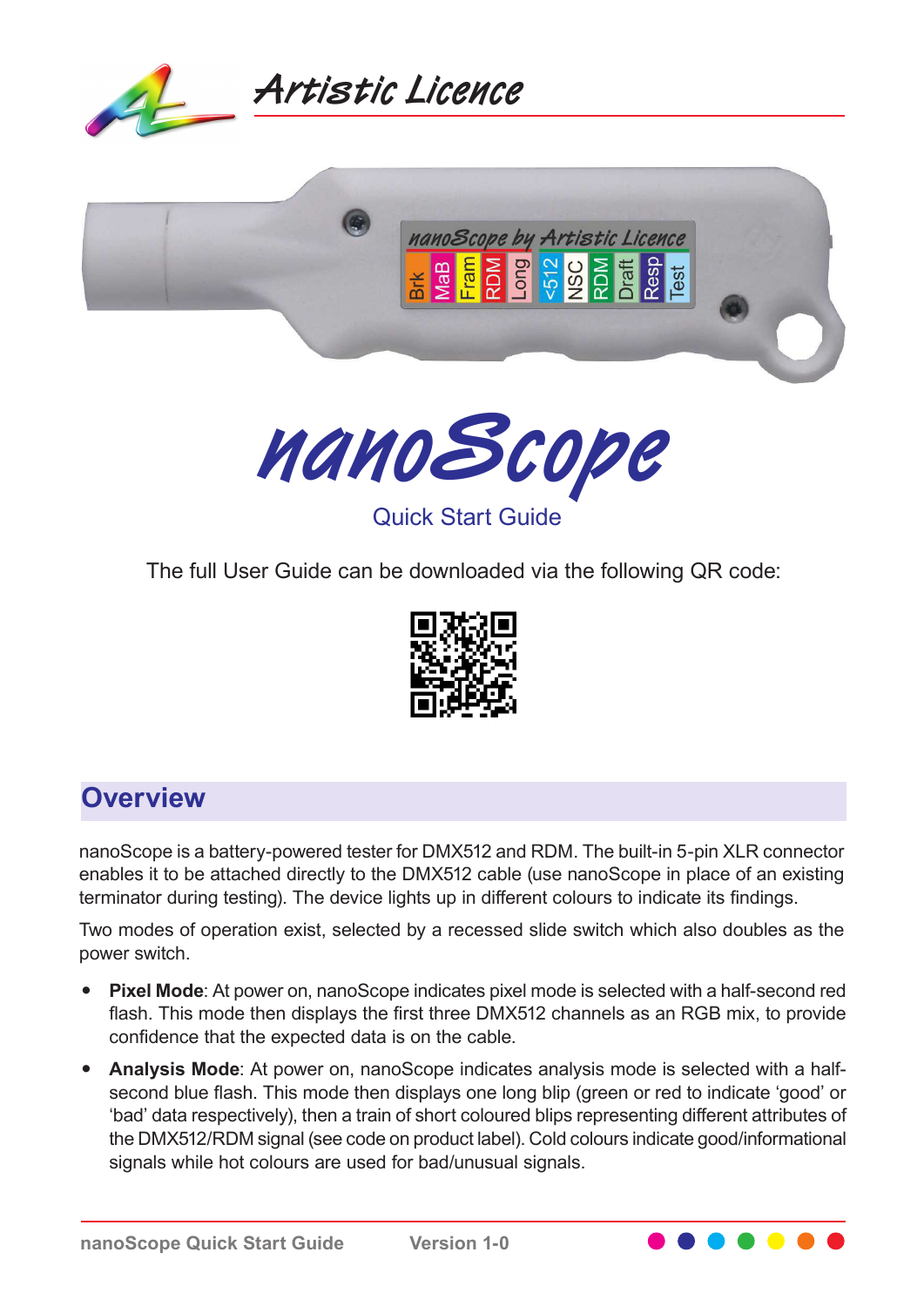# nanoScope

Quick Start Guide

The full User Guide can be downloaded via the following QR code:

## Overview

nanoScope is a battery-powered tester for DMX512 and RDM. The built-in 5-pin XLR connector enables it to be attached directly to the DMX512 cable (use nanoScope in place of an existing terminator during testing). The device lights up in different colours to indicate its findings.

Two modes of operation exist, selected by a recessed slide switch which also doubles as the power switch.

- **Pixel Mode**: At power on, nanoScope indicates pixel mode is selected with a half-second red flash. This mode then displays the first three DMX512 channels as an RGB mix, to provide confidence that the expected data is on the cable.
- **Analysis Mode**: At power on, nanoScope indicates analysis mode is selected with a half-second blue flash. This mode then displays one long blip (green or red to indicate 'good' or 'bad' data respectively), then a train of short coloured blips representing different attributes of the DMX512/RDM signal (see code on product label). Cold colours indicate good/informational signals while hot colours are used for bad/unusual signals.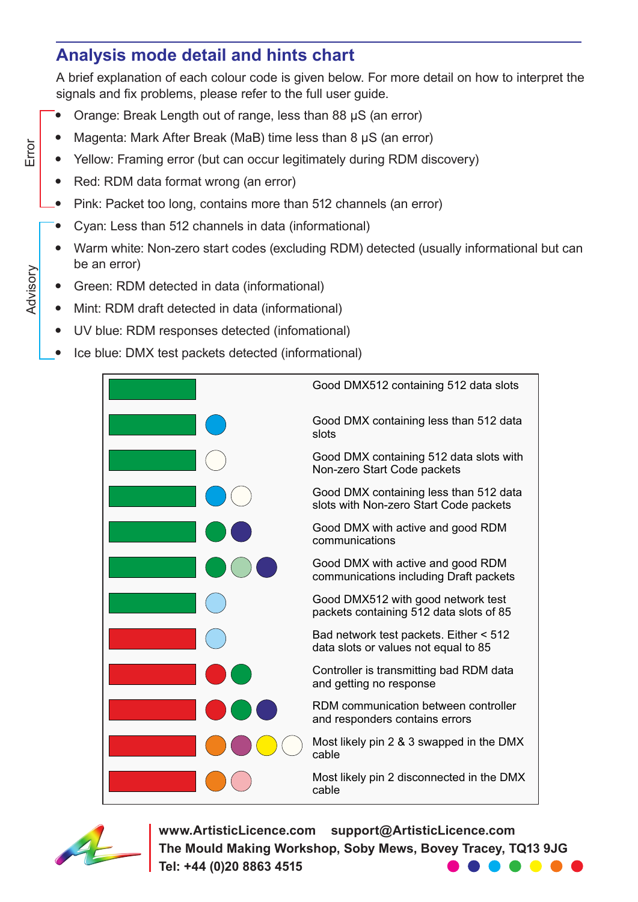## Analysis mode detail and hints chart

A brief explanation of each colour code is given below. For more detail on how to interpret the signals and fix problems, please refer to the full user guide.

Error

- Orange: Break Length out of range, less than 88 µS (an error)
- Magenta: Mark After Break (MaB) time less than 8 µS (an error)
- Yellow: Framing error (but can occur legitimately during RDM discovery)
- Red: RDM data format wrong (an error)
- Pink: Packet too long, contains more than 512 channels (an error)

Advisory

- Cyan: Less than 512 channels in data (informational)
- Warm white: Non-zero start codes (excluding RDM) detected (usually informational but can be an error)
- Green: RDM detected in data (informational)
- Mint: RDM draft detected in data (informational)
- UV blue: RDM responses detected (infomational)
- Ice blue: DMX test packets detected (informational)

| | | |
|---|---|---|
| Green bar | | Good DMX512 containing 512 data slots |
| Green bar | Cyan | Good DMX containing less than 512 data slots |
| Green bar | Warm white | Good DMX containing 512 data slots with Non-zero Start Code packets |
| Green bar | Cyan, Warm white | Good DMX containing less than 512 data slots with Non-zero Start Code packets |
| Green bar | Green, UV blue | Good DMX with active and good RDM communications |
| Green bar | Green, Mint, UV blue | Good DMX with active and good RDM communications including Draft packets |
| Green bar | Ice blue | Good DMX512 with good network test packets containing 512 data slots of 85 |
| Red bar | Ice blue | Bad network test packets. Either < 512 data slots or values not equal to 85 |
| Red bar | Red, Green | Controller is transmitting bad RDM data and getting no response |
| Red bar | Red, Green, UV blue | RDM communication between controller and responders contains errors |
| Red bar | Orange, Magenta, Yellow, Warm white | Most likely pin 2 & 3 swapped in the DMX cable |
| Red bar | Orange, Pink | Most likely pin 2 disconnected in the DMX cable |

**www.ArtisticLicence.com support@ArtisticLicence.com**
**The Mould Making Workshop, Soby Mews, Bovey Tracey, TQ13 9JG**
**Tel: +44 (0)20 8863 4515**